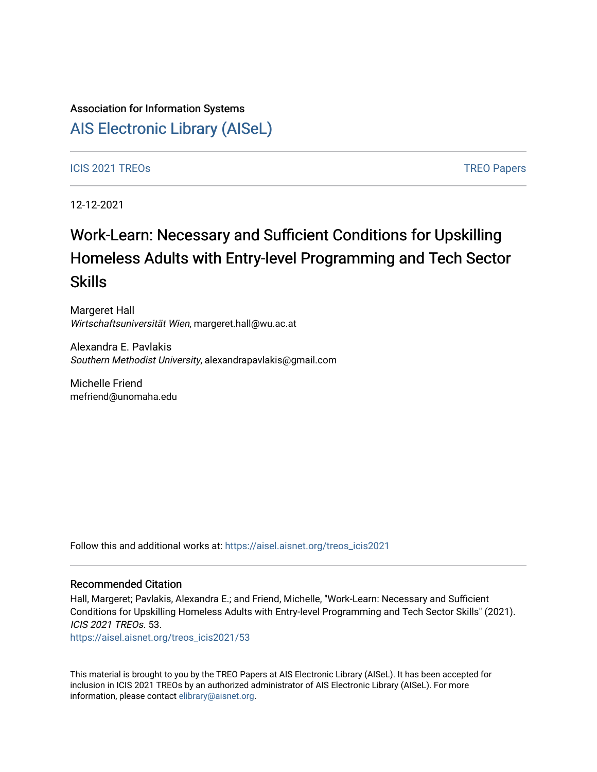Association for Information Systems

# AIS Electronic Library (AISeL)

ICIS 2021 TREOs

TREO Papers

12-12-2021

# Work-Learn: Necessary and Sufficient Conditions for Upskilling Homeless Adults with Entry-level Programming and Tech Sector Skills

Margeret Hall
*Wirtschaftsuniversität Wien*, margeret.hall@wu.ac.at

Alexandra E. Pavlakis
*Southern Methodist University*, alexandrapavlakis@gmail.com

Michelle Friend
mefriend@unomaha.edu

Follow this and additional works at: https://aisel.aisnet.org/treos_icis2021

## Recommended Citation

Hall, Margeret; Pavlakis, Alexandra E.; and Friend, Michelle, "Work-Learn: Necessary and Sufficient Conditions for Upskilling Homeless Adults with Entry-level Programming and Tech Sector Skills" (2021). *ICIS 2021 TREOs*. 53.
https://aisel.aisnet.org/treos_icis2021/53

This material is brought to you by the TREO Papers at AIS Electronic Library (AISeL). It has been accepted for inclusion in ICIS 2021 TREOs by an authorized administrator of AIS Electronic Library (AISeL). For more information, please contact elibrary@aisnet.org.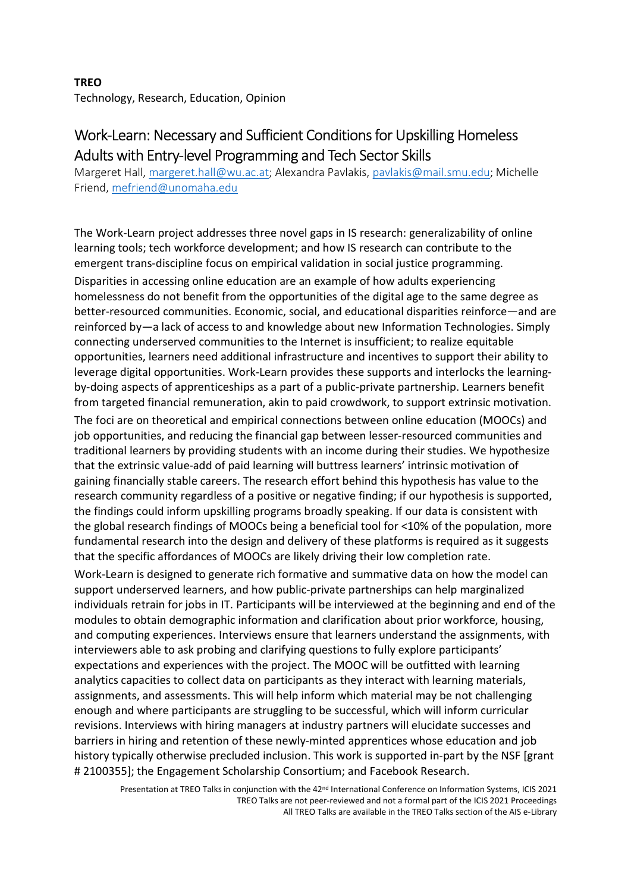**TREO**

Technology, Research, Education, Opinion

# Work-Learn: Necessary and Sufficient Conditions for Upskilling Homeless Adults with Entry-level Programming and Tech Sector Skills

Margeret Hall, margeret.hall@wu.ac.at; Alexandra Pavlakis, pavlakis@mail.smu.edu; Michelle Friend, mefriend@unomaha.edu

The Work-Learn project addresses three novel gaps in IS research: generalizability of online learning tools; tech workforce development; and how IS research can contribute to the emergent trans-discipline focus on empirical validation in social justice programming.

Disparities in accessing online education are an example of how adults experiencing homelessness do not benefit from the opportunities of the digital age to the same degree as better-resourced communities. Economic, social, and educational disparities reinforce—and are reinforced by—a lack of access to and knowledge about new Information Technologies. Simply connecting underserved communities to the Internet is insufficient; to realize equitable opportunities, learners need additional infrastructure and incentives to support their ability to leverage digital opportunities. Work-Learn provides these supports and interlocks the learning-by-doing aspects of apprenticeships as a part of a public-private partnership. Learners benefit from targeted financial remuneration, akin to paid crowdwork, to support extrinsic motivation.

The foci are on theoretical and empirical connections between online education (MOOCs) and job opportunities, and reducing the financial gap between lesser-resourced communities and traditional learners by providing students with an income during their studies. We hypothesize that the extrinsic value-add of paid learning will buttress learners' intrinsic motivation of gaining financially stable careers. The research effort behind this hypothesis has value to the research community regardless of a positive or negative finding; if our hypothesis is supported, the findings could inform upskilling programs broadly speaking. If our data is consistent with the global research findings of MOOCs being a beneficial tool for <10% of the population, more fundamental research into the design and delivery of these platforms is required as it suggests that the specific affordances of MOOCs are likely driving their low completion rate.

Work-Learn is designed to generate rich formative and summative data on how the model can support underserved learners, and how public-private partnerships can help marginalized individuals retrain for jobs in IT. Participants will be interviewed at the beginning and end of the modules to obtain demographic information and clarification about prior workforce, housing, and computing experiences. Interviews ensure that learners understand the assignments, with interviewers able to ask probing and clarifying questions to fully explore participants' expectations and experiences with the project. The MOOC will be outfitted with learning analytics capacities to collect data on participants as they interact with learning materials, assignments, and assessments. This will help inform which material may be not challenging enough and where participants are struggling to be successful, which will inform curricular revisions. Interviews with hiring managers at industry partners will elucidate successes and barriers in hiring and retention of these newly-minted apprentices whose education and job history typically otherwise precluded inclusion. This work is supported in-part by the NSF [grant # 2100355]; the Engagement Scholarship Consortium; and Facebook Research.

Presentation at TREO Talks in conjunction with the 42nd International Conference on Information Systems, ICIS 2021
TREO Talks are not peer-reviewed and not a formal part of the ICIS 2021 Proceedings
All TREO Talks are available in the TREO Talks section of the AIS e-Library